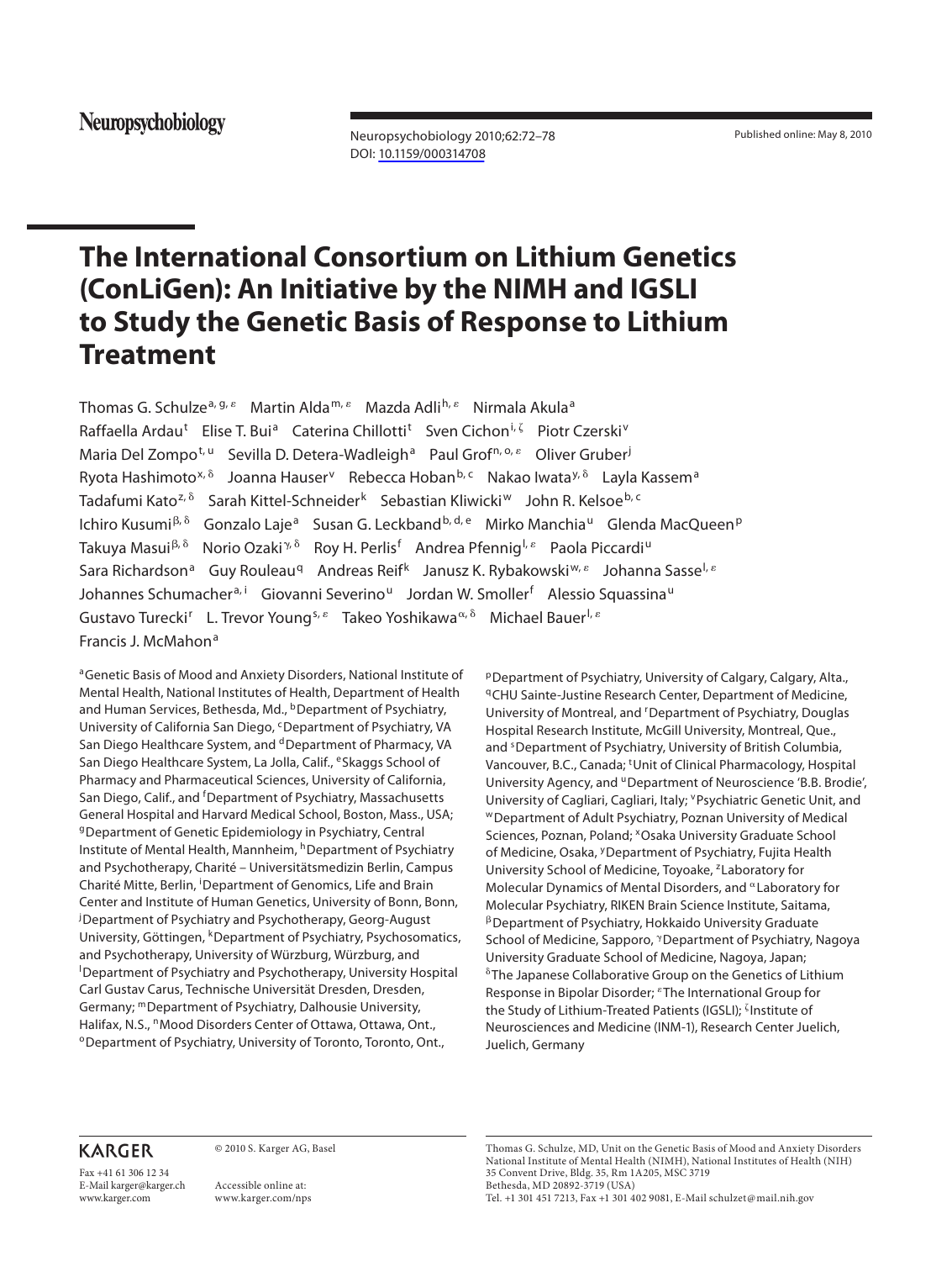Neuropsychobiology

Neuropsychobiology 2010;62:72–78
DOI: 10.1159/000314708

Published online: May 8, 2010

# The International Consortium on Lithium Genetics (ConLiGen): An Initiative by the NIMH and IGSLI to Study the Genetic Basis of Response to Lithium Treatment

Thomas G. Schulze[a, g, ε] Martin Alda[m, ε] Mazda Adli[h, ε] Nirmala Akula[a] Raffaella Ardau[t] Elise T. Bui[a] Caterina Chillotti[t] Sven Cichon[i, ζ] Piotr Czerski[v] Maria Del Zompo[t, u] Sevilla D. Detera-Wadleigh[a] Paul Grof[n, o, ε] Oliver Gruber[j] Ryota Hashimoto[x, δ] Joanna Hauser[v] Rebecca Hoban[b, c] Nakao Iwata[y, δ] Layla Kassem[a] Tadafumi Kato[z, δ] Sarah Kittel-Schneider[k] Sebastian Kliwicki[w] John R. Kelsoe[b, c] Ichiro Kusumi[β, δ] Gonzalo Laje[a] Susan G. Leckband[b, d, e] Mirko Manchia[u] Glenda MacQueen[p] Takuya Masui[β, δ] Norio Ozaki[γ, δ] Roy H. Perlis[f] Andrea Pfennig[l, ε] Paola Piccardi[u] Sara Richardson[a] Guy Rouleau[q] Andreas Reif[k] Janusz K. Rybakowski[w, ε] Johanna Sasse[l, ε] Johannes Schumacher[a, i] Giovanni Severino[u] Jordan W. Smoller[f] Alessio Squassina[u] Gustavo Turecki[r] L. Trevor Young[s, ε] Takeo Yoshikawa[α, δ] Michael Bauer[l, ε] Francis J. McMahon[a]

[a]Genetic Basis of Mood and Anxiety Disorders, National Institute of Mental Health, National Institutes of Health, Department of Health and Human Services, Bethesda, Md., [b]Department of Psychiatry, University of California San Diego, [c]Department of Psychiatry, VA San Diego Healthcare System, and [d]Department of Pharmacy, VA San Diego Healthcare System, La Jolla, Calif., [e]Skaggs School of Pharmacy and Pharmaceutical Sciences, University of California, San Diego, Calif., and [f]Department of Psychiatry, Massachusetts General Hospital and Harvard Medical School, Boston, Mass., USA; [g]Department of Genetic Epidemiology in Psychiatry, Central Institute of Mental Health, Mannheim, [h]Department of Psychiatry and Psychotherapy, Charité – Universitätsmedizin Berlin, Campus Charité Mitte, Berlin, [i]Department of Genomics, Life and Brain Center and Institute of Human Genetics, University of Bonn, Bonn, [j]Department of Psychiatry and Psychotherapy, Georg-August University, Göttingen, [k]Department of Psychiatry, Psychosomatics, and Psychotherapy, University of Würzburg, Würzburg, and [l]Department of Psychiatry and Psychotherapy, University Hospital Carl Gustav Carus, Technische Universität Dresden, Dresden, Germany; [m]Department of Psychiatry, Dalhousie University, Halifax, N.S., [n]Mood Disorders Center of Ottawa, Ottawa, Ont., [o]Department of Psychiatry, University of Toronto, Toronto, Ont., [p]Department of Psychiatry, University of Calgary, Calgary, Alta., [q]CHU Sainte-Justine Research Center, Department of Medicine, University of Montreal, and [r]Department of Psychiatry, Douglas Hospital Research Institute, McGill University, Montreal, Que., and [s]Department of Psychiatry, University of British Columbia, Vancouver, B.C., Canada; [t]Unit of Clinical Pharmacology, Hospital University Agency, and [u]Department of Neuroscience 'B.B. Brodie', University of Cagliari, Cagliari, Italy; [v]Psychiatric Genetic Unit, and [w]Department of Adult Psychiatry, Poznan University of Medical Sciences, Poznan, Poland; [x]Osaka University Graduate School of Medicine, Osaka, [y]Department of Psychiatry, Fujita Health University School of Medicine, Toyoake, [z]Laboratory for Molecular Dynamics of Mental Disorders, and [α]Laboratory for Molecular Psychiatry, RIKEN Brain Science Institute, Saitama, [β]Department of Psychiatry, Hokkaido University Graduate School of Medicine, Sapporo, [γ]Department of Psychiatry, Nagoya University Graduate School of Medicine, Nagoya, Japan; [δ]The Japanese Collaborative Group on the Genetics of Lithium Response in Bipolar Disorder; [ε]The International Group for the Study of Lithium-Treated Patients (IGSLI); [ζ]Institute of Neurosciences and Medicine (INM-1), Research Center Juelich, Juelich, Germany

KARGER

Fax +41 61 306 12 34
E-Mail karger@karger.ch
www.karger.com

© 2010 S. Karger AG, Basel

Accessible online at:
www.karger.com/nps

Thomas G. Schulze, MD, Unit on the Genetic Basis of Mood and Anxiety Disorders
National Institute of Mental Health (NIMH), National Institutes of Health (NIH)
35 Convent Drive, Bldg. 35, Rm 1A205, MSC 3719
Bethesda, MD 20892-3719 (USA)
Tel. +1 301 451 7213, Fax +1 301 402 9081, E-Mail schulzet@mail.nih.gov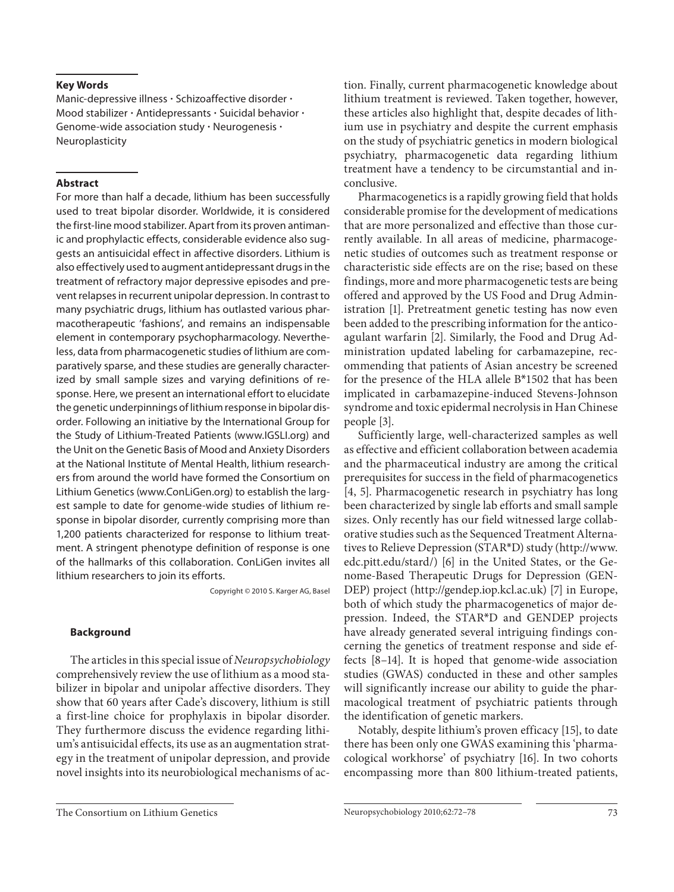**Key Words**

Manic-depressive illness · Schizoaffective disorder · Mood stabilizer · Antidepressants · Suicidal behavior · Genome-wide association study · Neurogenesis · Neuroplasticity

**Abstract**

For more than half a decade, lithium has been successfully used to treat bipolar disorder. Worldwide, it is considered the first-line mood stabilizer. Apart from its proven antimanic and prophylactic effects, considerable evidence also suggests an antisuicidal effect in affective disorders. Lithium is also effectively used to augment antidepressant drugs in the treatment of refractory major depressive episodes and prevent relapses in recurrent unipolar depression. In contrast to many psychiatric drugs, lithium has outlasted various pharmacotherapeutic 'fashions', and remains an indispensable element in contemporary psychopharmacology. Nevertheless, data from pharmacogenetic studies of lithium are comparatively sparse, and these studies are generally characterized by small sample sizes and varying definitions of response. Here, we present an international effort to elucidate the genetic underpinnings of lithium response in bipolar disorder. Following an initiative by the International Group for the Study of Lithium-Treated Patients (www.IGSLI.org) and the Unit on the Genetic Basis of Mood and Anxiety Disorders at the National Institute of Mental Health, lithium researchers from around the world have formed the Consortium on Lithium Genetics (www.ConLiGen.org) to establish the largest sample to date for genome-wide studies of lithium response in bipolar disorder, currently comprising more than 1,200 patients characterized for response to lithium treatment. A stringent phenotype definition of response is one of the hallmarks of this collaboration. ConLiGen invites all lithium researchers to join its efforts.

Copyright © 2010 S. Karger AG, Basel

## Background

The articles in this special issue of *Neuropsychobiology* comprehensively review the use of lithium as a mood stabilizer in bipolar and unipolar affective disorders. They show that 60 years after Cade's discovery, lithium is still a first-line choice for prophylaxis in bipolar disorder. They furthermore discuss the evidence regarding lithium's antisuicidal effects, its use as an augmentation strategy in the treatment of unipolar depression, and provide novel insights into its neurobiological mechanisms of action. Finally, current pharmacogenetic knowledge about lithium treatment is reviewed. Taken together, however, these articles also highlight that, despite decades of lithium use in psychiatry and despite the current emphasis on the study of psychiatric genetics in modern biological psychiatry, pharmacogenetic data regarding lithium treatment have a tendency to be circumstantial and inconclusive.

Pharmacogenetics is a rapidly growing field that holds considerable promise for the development of medications that are more personalized and effective than those currently available. In all areas of medicine, pharmacogenetic studies of outcomes such as treatment response or characteristic side effects are on the rise; based on these findings, more and more pharmacogenetic tests are being offered and approved by the US Food and Drug Administration [1]. Pretreatment genetic testing has now even been added to the prescribing information for the anticoagulant warfarin [2]. Similarly, the Food and Drug Administration updated labeling for carbamazepine, recommending that patients of Asian ancestry be screened for the presence of the HLA allele B*1502 that has been implicated in carbamazepine-induced Stevens-Johnson syndrome and toxic epidermal necrolysis in Han Chinese people [3].

Sufficiently large, well-characterized samples as well as effective and efficient collaboration between academia and the pharmaceutical industry are among the critical prerequisites for success in the field of pharmacogenetics [4, 5]. Pharmacogenetic research in psychiatry has long been characterized by single lab efforts and small sample sizes. Only recently has our field witnessed large collaborative studies such as the Sequenced Treatment Alternatives to Relieve Depression (STAR*D) study (http://www.edc.pitt.edu/stard/) [6] in the United States, or the Genome-Based Therapeutic Drugs for Depression (GENDEP) project (http://gendep.iop.kcl.ac.uk) [7] in Europe, both of which study the pharmacogenetics of major depression. Indeed, the STAR*D and GENDEP projects have already generated several intriguing findings concerning the genetics of treatment response and side effects [8–14]. It is hoped that genome-wide association studies (GWAS) conducted in these and other samples will significantly increase our ability to guide the pharmacological treatment of psychiatric patients through the identification of genetic markers.

Notably, despite lithium's proven efficacy [15], to date there has been only one GWAS examining this 'pharmacological workhorse' of psychiatry [16]. In two cohorts encompassing more than 800 lithium-treated patients,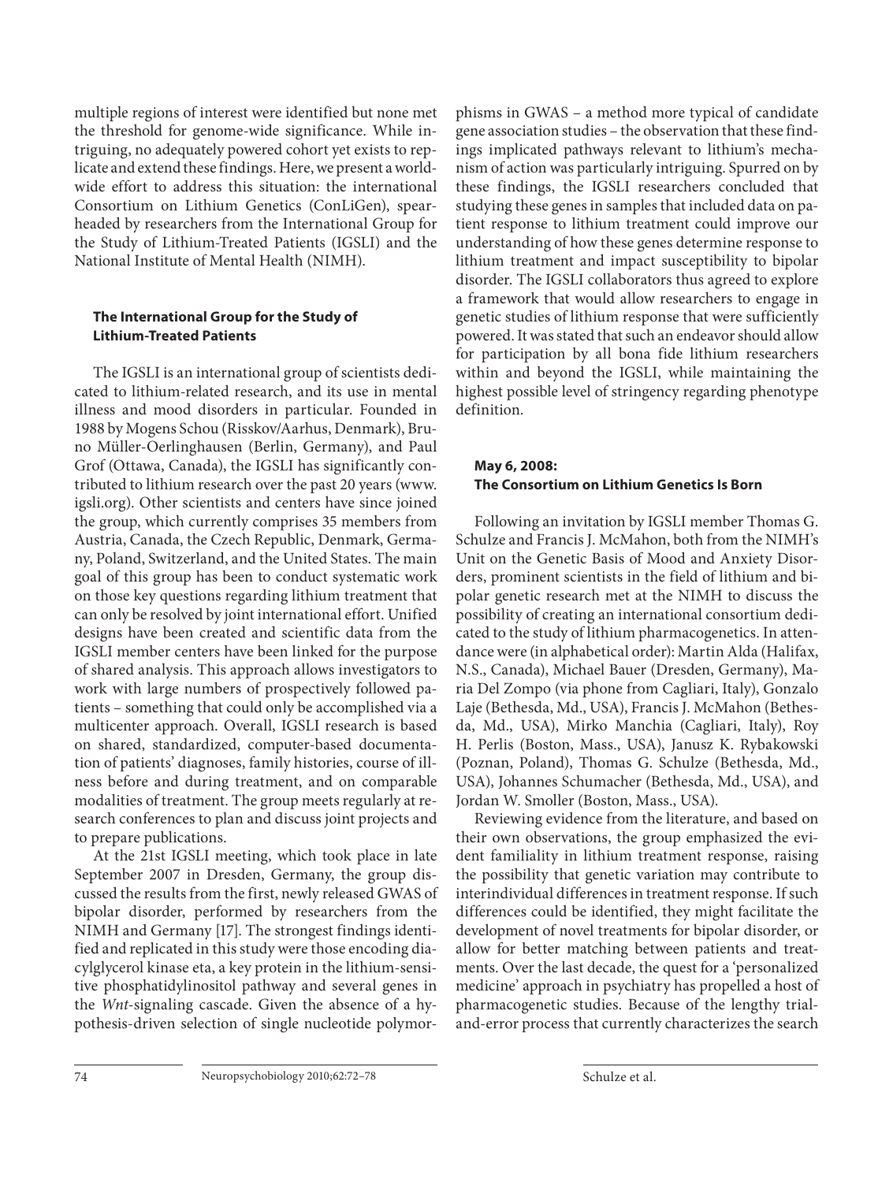multiple regions of interest were identified but none met the threshold for genome-wide significance. While intriguing, no adequately powered cohort yet exists to replicate and extend these findings. Here, we present a worldwide effort to address this situation: the international Consortium on Lithium Genetics (ConLiGen), spearheaded by researchers from the International Group for the Study of Lithium-Treated Patients (IGSLI) and the National Institute of Mental Health (NIMH).

### The International Group for the Study of Lithium-Treated Patients

The IGSLI is an international group of scientists dedicated to lithium-related research, and its use in mental illness and mood disorders in particular. Founded in 1988 by Mogens Schou (Risskov/Aarhus, Denmark), Bruno Müller-Oerlinghausen (Berlin, Germany), and Paul Grof (Ottawa, Canada), the IGSLI has significantly contributed to lithium research over the past 20 years (www.igsli.org). Other scientists and centers have since joined the group, which currently comprises 35 members from Austria, Canada, the Czech Republic, Denmark, Germany, Poland, Switzerland, and the United States. The main goal of this group has been to conduct systematic work on those key questions regarding lithium treatment that can only be resolved by joint international effort. Unified designs have been created and scientific data from the IGSLI member centers have been linked for the purpose of shared analysis. This approach allows investigators to work with large numbers of prospectively followed patients – something that could only be accomplished via a multicenter approach. Overall, IGSLI research is based on shared, standardized, computer-based documentation of patients' diagnoses, family histories, course of illness before and during treatment, and on comparable modalities of treatment. The group meets regularly at research conferences to plan and discuss joint projects and to prepare publications.

At the 21st IGSLI meeting, which took place in late September 2007 in Dresden, Germany, the group discussed the results from the first, newly released GWAS of bipolar disorder, performed by researchers from the NIMH and Germany [17]. The strongest findings identified and replicated in this study were those encoding diacylglycerol kinase eta, a key protein in the lithium-sensitive phosphatidylinositol pathway and several genes in the *Wnt*-signaling cascade. Given the absence of a hypothesis-driven selection of single nucleotide polymorphisms in GWAS – a method more typical of candidate gene association studies – the observation that these findings implicated pathways relevant to lithium's mechanism of action was particularly intriguing. Spurred on by these findings, the IGSLI researchers concluded that studying these genes in samples that included data on patient response to lithium treatment could improve our understanding of how these genes determine response to lithium treatment and impact susceptibility to bipolar disorder. The IGSLI collaborators thus agreed to explore a framework that would allow researchers to engage in genetic studies of lithium response that were sufficiently powered. It was stated that such an endeavor should allow for participation by all bona fide lithium researchers within and beyond the IGSLI, while maintaining the highest possible level of stringency regarding phenotype definition.

### May 6, 2008: The Consortium on Lithium Genetics Is Born

Following an invitation by IGSLI member Thomas G. Schulze and Francis J. McMahon, both from the NIMH's Unit on the Genetic Basis of Mood and Anxiety Disorders, prominent scientists in the field of lithium and bipolar genetic research met at the NIMH to discuss the possibility of creating an international consortium dedicated to the study of lithium pharmacogenetics. In attendance were (in alphabetical order): Martin Alda (Halifax, N.S., Canada), Michael Bauer (Dresden, Germany), Maria Del Zompo (via phone from Cagliari, Italy), Gonzalo Laje (Bethesda, Md., USA), Francis J. McMahon (Bethesda, Md., USA), Mirko Manchia (Cagliari, Italy), Roy H. Perlis (Boston, Mass., USA), Janusz K. Rybakowski (Poznan, Poland), Thomas G. Schulze (Bethesda, Md., USA), Johannes Schumacher (Bethesda, Md., USA), and Jordan W. Smoller (Boston, Mass., USA).

Reviewing evidence from the literature, and based on their own observations, the group emphasized the evident familiality in lithium treatment response, raising the possibility that genetic variation may contribute to interindividual differences in treatment response. If such differences could be identified, they might facilitate the development of novel treatments for bipolar disorder, or allow for better matching between patients and treatments. Over the last decade, the quest for a 'personalized medicine' approach in psychiatry has propelled a host of pharmacogenetic studies. Because of the lengthy trial-and-error process that currently characterizes the search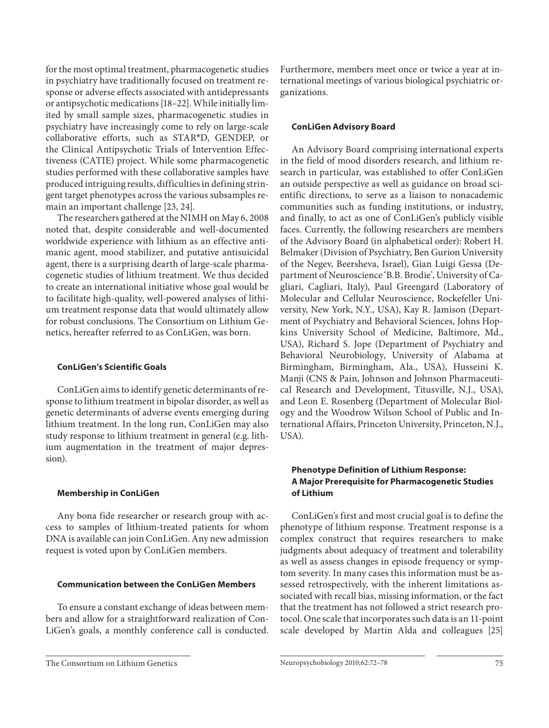for the most optimal treatment, pharmacogenetic studies in psychiatry have traditionally focused on treatment response or adverse effects associated with antidepressants or antipsychotic medications [18–22]. While initially limited by small sample sizes, pharmacogenetic studies in psychiatry have increasingly come to rely on large-scale collaborative efforts, such as STAR*D, GENDEP, or the Clinical Antipsychotic Trials of Intervention Effectiveness (CATIE) project. While some pharmacogenetic studies performed with these collaborative samples have produced intriguing results, difficulties in defining stringent target phenotypes across the various subsamples remain an important challenge [23, 24].

The researchers gathered at the NIMH on May 6, 2008 noted that, despite considerable and well-documented worldwide experience with lithium as an effective antimanic agent, mood stabilizer, and putative antisuicidal agent, there is a surprising dearth of large-scale pharmacogenetic studies of lithium treatment. We thus decided to create an international initiative whose goal would be to facilitate high-quality, well-powered analyses of lithium treatment response data that would ultimately allow for robust conclusions. The Consortium on Lithium Genetics, hereafter referred to as ConLiGen, was born.

## ConLiGen's Scientific Goals

ConLiGen aims to identify genetic determinants of response to lithium treatment in bipolar disorder, as well as genetic determinants of adverse events emerging during lithium treatment. In the long run, ConLiGen may also study response to lithium treatment in general (e.g. lithium augmentation in the treatment of major depression).

## Membership in ConLiGen

Any bona fide researcher or research group with access to samples of lithium-treated patients for whom DNA is available can join ConLiGen. Any new admission request is voted upon by ConLiGen members.

## Communication between the ConLiGen Members

To ensure a constant exchange of ideas between members and allow for a straightforward realization of ConLiGen's goals, a monthly conference call is conducted. Furthermore, members meet once or twice a year at international meetings of various biological psychiatric organizations.

## ConLiGen Advisory Board

An Advisory Board comprising international experts in the field of mood disorders research, and lithium research in particular, was established to offer ConLiGen an outside perspective as well as guidance on broad scientific directions, to serve as a liaison to nonacademic communities such as funding institutions, or industry, and finally, to act as one of ConLiGen's publicly visible faces. Currently, the following researchers are members of the Advisory Board (in alphabetical order): Robert H. Belmaker (Division of Psychiatry, Ben Gurion University of the Negev, Beersheva, Israel), Gian Luigi Gessa (Department of Neuroscience 'B.B. Brodie', University of Cagliari, Cagliari, Italy), Paul Greengard (Laboratory of Molecular and Cellular Neuroscience, Rockefeller University, New York, N.Y., USA), Kay R. Jamison (Department of Psychiatry and Behavioral Sciences, Johns Hopkins University School of Medicine, Baltimore, Md., USA), Richard S. Jope (Department of Psychiatry and Behavioral Neurobiology, University of Alabama at Birmingham, Birmingham, Ala., USA), Husseini K. Manji (CNS & Pain, Johnson and Johnson Pharmaceutical Research and Development, Titusville, N.J., USA), and Leon E. Rosenberg (Department of Molecular Biology and the Woodrow Wilson School of Public and International Affairs, Princeton University, Princeton, N.J., USA).

## Phenotype Definition of Lithium Response: A Major Prerequisite for Pharmacogenetic Studies of Lithium

ConLiGen's first and most crucial goal is to define the phenotype of lithium response. Treatment response is a complex construct that requires researchers to make judgments about adequacy of treatment and tolerability as well as assess changes in episode frequency or symptom severity. In many cases this information must be assessed retrospectively, with the inherent limitations associated with recall bias, missing information, or the fact that the treatment has not followed a strict research protocol. One scale that incorporates such data is an 11-point scale developed by Martin Alda and colleagues [25]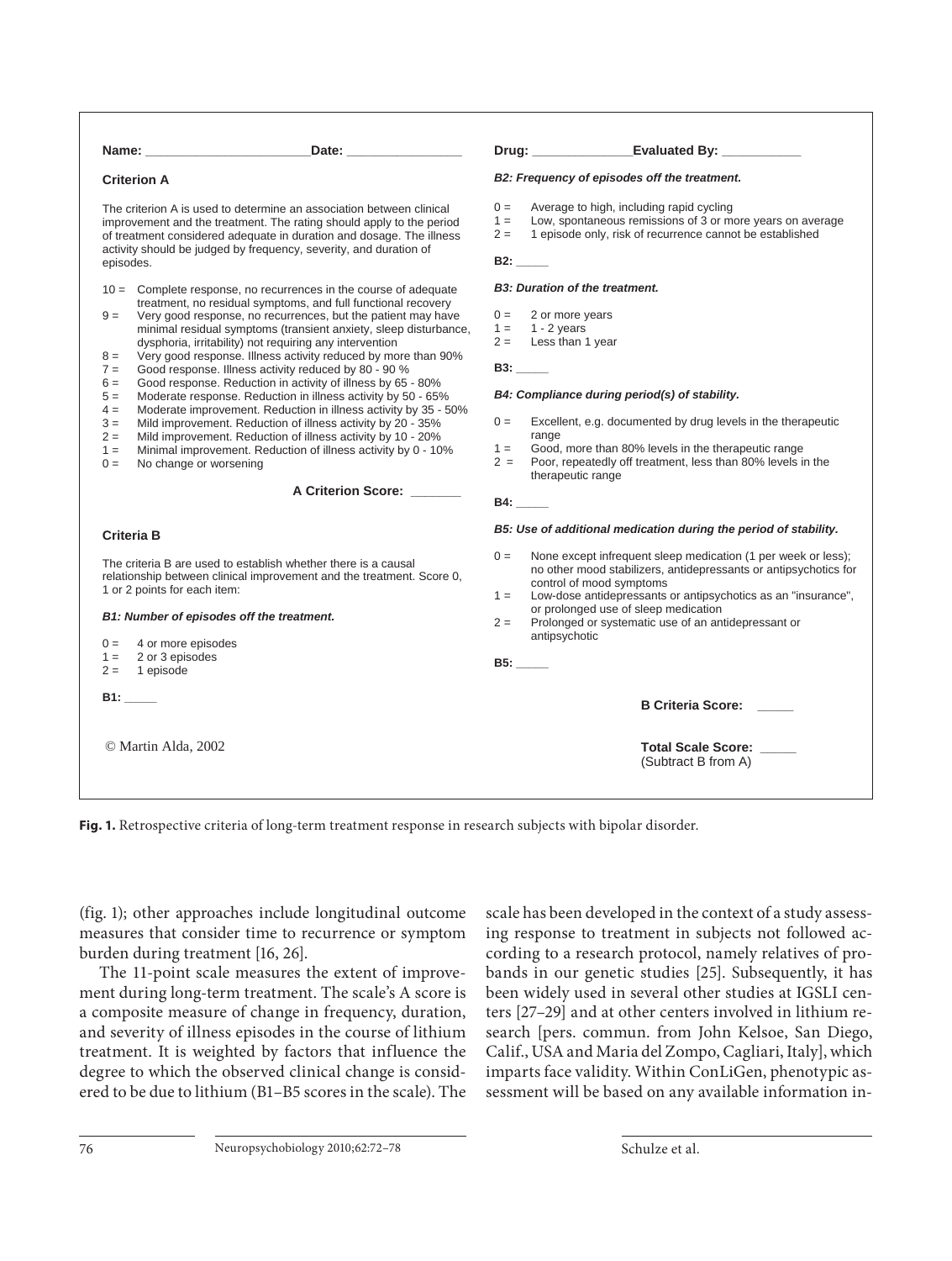**Name:** ______________________ **Date:** ________________

**Criterion A**

The criterion A is used to determine an association between clinical improvement and the treatment. The rating should apply to the period of treatment considered adequate in duration and dosage. The illness activity should be judged by frequency, severity, and duration of episodes.

- 10 = Complete response, no recurrences in the course of adequate treatment, no residual symptoms, and full functional recovery
- 9 = Very good response, no recurrences, but the patient may have minimal residual symptoms (transient anxiety, sleep disturbance, dysphoria, irritability) not requiring any intervention
- 8 = Very good response. Illness activity reduced by more than 90%
- 7 = Good response. Illness activity reduced by 80 - 90 %
- 6 = Good response. Reduction in activity of illness by 65 - 80%
- 5 = Moderate response. Reduction in illness activity by 50 - 65%
- 4 = Moderate improvement. Reduction in illness activity by 35 - 50%
- 3 = Mild improvement. Reduction of illness activity by 20 - 35%
- 2 = Mild improvement. Reduction of illness activity by 10 - 20%
- 1 = Minimal improvement. Reduction of illness activity by 0 - 10%
- 0 = No change or worsening

**A Criterion Score:** _______

**Criteria B**

The criteria B are used to establish whether there is a causal relationship between clinical improvement and the treatment. Score 0, 1 or 2 points for each item:

***B1: Number of episodes off the treatment.***

- 0 = 4 or more episodes
- 1 = 2 or 3 episodes
- 2 = 1 episode

**B1:** _____

© Martin Alda, 2002

**Drug:** ______________ **Evaluated By:** ___________

***B2: Frequency of episodes off the treatment.***

- 0 = Average to high, including rapid cycling
- 1 = Low, spontaneous remissions of 3 or more years on average
- 2 = 1 episode only, risk of recurrence cannot be established

**B2:** _____

***B3: Duration of the treatment.***

- 0 = 2 or more years
- 1 = 1 - 2 years
- 2 = Less than 1 year

**B3:** _____

***B4: Compliance during period(s) of stability.***

- 0 = Excellent, e.g. documented by drug levels in the therapeutic range
- 1 = Good, more than 80% levels in the therapeutic range
- 2 = Poor, repeatedly off treatment, less than 80% levels in the therapeutic range

**B4:** _____

***B5: Use of additional medication during the period of stability.***

- 0 = None except infrequent sleep medication (1 per week or less); no other mood stabilizers, antidepressants or antipsychotics for control of mood symptoms
- 1 = Low-dose antidepressants or antipsychotics as an "insurance", or prolonged use of sleep medication
- 2 = Prolonged or systematic use of an antidepressant or antipsychotic

**B5:** _____

**B Criteria Score:** _____

**Total Scale Score:** _____
(Subtract B from A)

**Fig. 1.** Retrospective criteria of long-term treatment response in research subjects with bipolar disorder.

(fig. 1); other approaches include longitudinal outcome measures that consider time to recurrence or symptom burden during treatment [16, 26].

The 11-point scale measures the extent of improvement during long-term treatment. The scale's A score is a composite measure of change in frequency, duration, and severity of illness episodes in the course of lithium treatment. It is weighted by factors that influence the degree to which the observed clinical change is considered to be due to lithium (B1–B5 scores in the scale). The scale has been developed in the context of a study assessing response to treatment in subjects not followed according to a research protocol, namely relatives of probands in our genetic studies [25]. Subsequently, it has been widely used in several other studies at IGSLI centers [27–29] and at other centers involved in lithium research [pers. commun. from John Kelsoe, San Diego, Calif., USA and Maria del Zompo, Cagliari, Italy], which imparts face validity. Within ConLiGen, phenotypic assessment will be based on any available information in-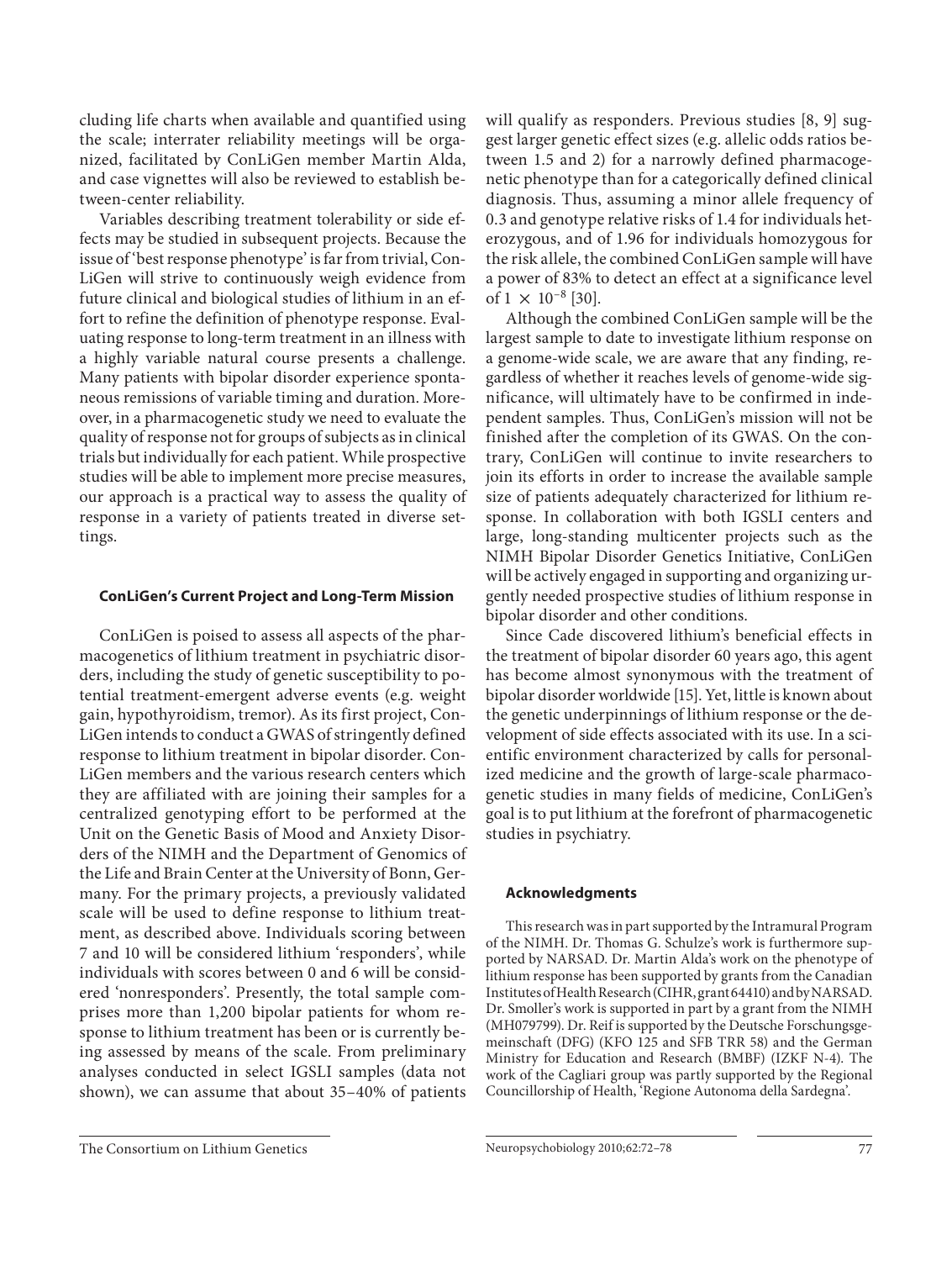cluding life charts when available and quantified using the scale; interrater reliability meetings will be organized, facilitated by ConLiGen member Martin Alda, and case vignettes will also be reviewed to establish between-center reliability.

Variables describing treatment tolerability or side effects may be studied in subsequent projects. Because the issue of 'best response phenotype' is far from trivial, ConLiGen will strive to continuously weigh evidence from future clinical and biological studies of lithium in an effort to refine the definition of phenotype response. Evaluating response to long-term treatment in an illness with a highly variable natural course presents a challenge. Many patients with bipolar disorder experience spontaneous remissions of variable timing and duration. Moreover, in a pharmacogenetic study we need to evaluate the quality of response not for groups of subjects as in clinical trials but individually for each patient. While prospective studies will be able to implement more precise measures, our approach is a practical way to assess the quality of response in a variety of patients treated in diverse settings.

### ConLiGen's Current Project and Long-Term Mission

ConLiGen is poised to assess all aspects of the pharmacogenetics of lithium treatment in psychiatric disorders, including the study of genetic susceptibility to potential treatment-emergent adverse events (e.g. weight gain, hypothyroidism, tremor). As its first project, ConLiGen intends to conduct a GWAS of stringently defined response to lithium treatment in bipolar disorder. ConLiGen members and the various research centers which they are affiliated with are joining their samples for a centralized genotyping effort to be performed at the Unit on the Genetic Basis of Mood and Anxiety Disorders of the NIMH and the Department of Genomics of the Life and Brain Center at the University of Bonn, Germany. For the primary projects, a previously validated scale will be used to define response to lithium treatment, as described above. Individuals scoring between 7 and 10 will be considered lithium 'responders', while individuals with scores between 0 and 6 will be considered 'nonresponders'. Presently, the total sample comprises more than 1,200 bipolar patients for whom response to lithium treatment has been or is currently being assessed by means of the scale. From preliminary analyses conducted in select IGSLI samples (data not shown), we can assume that about 35–40% of patients will qualify as responders. Previous studies [8, 9] suggest larger genetic effect sizes (e.g. allelic odds ratios between 1.5 and 2) for a narrowly defined pharmacogenetic phenotype than for a categorically defined clinical diagnosis. Thus, assuming a minor allele frequency of 0.3 and genotype relative risks of 1.4 for individuals heterozygous, and of 1.96 for individuals homozygous for the risk allele, the combined ConLiGen sample will have a power of 83% to detect an effect at a significance level of $1 \times 10^{-8}$ [30].

Although the combined ConLiGen sample will be the largest sample to date to investigate lithium response on a genome-wide scale, we are aware that any finding, regardless of whether it reaches levels of genome-wide significance, will ultimately have to be confirmed in independent samples. Thus, ConLiGen's mission will not be finished after the completion of its GWAS. On the contrary, ConLiGen will continue to invite researchers to join its efforts in order to increase the available sample size of patients adequately characterized for lithium response. In collaboration with both IGSLI centers and large, long-standing multicenter projects such as the NIMH Bipolar Disorder Genetics Initiative, ConLiGen will be actively engaged in supporting and organizing urgently needed prospective studies of lithium response in bipolar disorder and other conditions.

Since Cade discovered lithium's beneficial effects in the treatment of bipolar disorder 60 years ago, this agent has become almost synonymous with the treatment of bipolar disorder worldwide [15]. Yet, little is known about the genetic underpinnings of lithium response or the development of side effects associated with its use. In a scientific environment characterized by calls for personalized medicine and the growth of large-scale pharmacogenetic studies in many fields of medicine, ConLiGen's goal is to put lithium at the forefront of pharmacogenetic studies in psychiatry.

### Acknowledgments

This research was in part supported by the Intramural Program of the NIMH. Dr. Thomas G. Schulze's work is furthermore supported by NARSAD. Dr. Martin Alda's work on the phenotype of lithium response has been supported by grants from the Canadian Institutes of Health Research (CIHR, grant 64410) and by NARSAD. Dr. Smoller's work is supported in part by a grant from the NIMH (MH079799). Dr. Reif is supported by the Deutsche Forschungsgemeinschaft (DFG) (KFO 125 and SFB TRR 58) and the German Ministry for Education and Research (BMBF) (IZKF N-4). The work of the Cagliari group was partly supported by the Regional Councillorship of Health, 'Regione Autonoma della Sardegna'.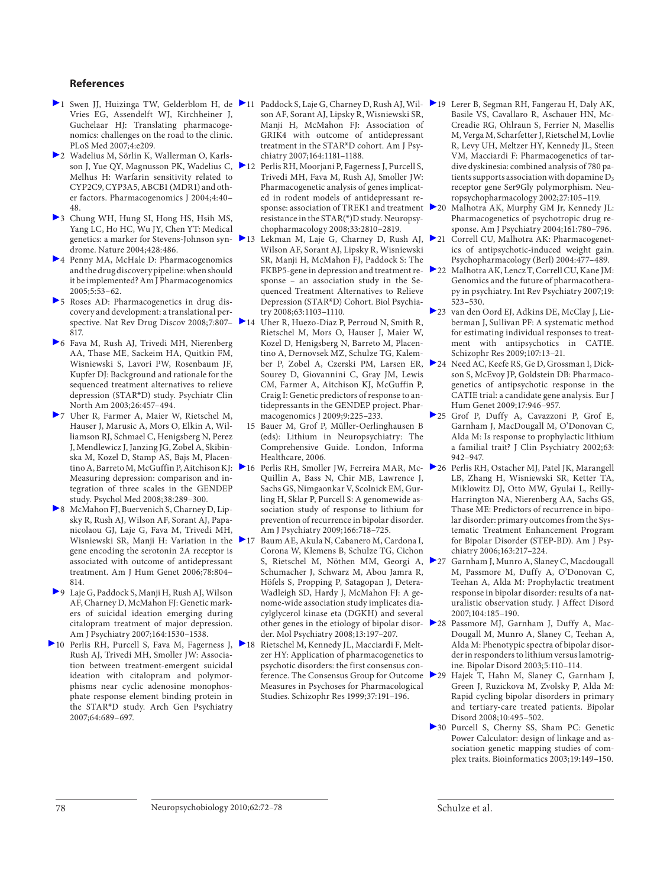## References

1. Swen JJ, Huizinga TW, Gelderblom H, de Vries EG, Assendelft WJ, Kirchheiner J, Guchelaar HJ: Translating pharmacogenomics: challenges on the road to the clinic. PLoS Med 2007;4:e209.
2. Wadelius M, Sörlin K, Wallerman O, Karlsson J, Yue QY, Magnusson PK, Wadelius C, Melhus H: Warfarin sensitivity related to CYP2C9, CYP3A5, ABCB1 (MDR1) and other factors. Pharmacogenomics J 2004;4:40–48.
3. Chung WH, Hung SI, Hong HS, Hsih MS, Yang LC, Ho HC, Wu JY, Chen YT: Medical genetics: a marker for Stevens-Johnson syndrome. Nature 2004;428:486.
4. Penny MA, McHale D: Pharmacogenomics and the drug discovery pipeline: when should it be implemented? Am J Pharmacogenomics 2005;5:53–62.
5. Roses AD: Pharmacogenetics in drug discovery and development: a translational perspective. Nat Rev Drug Discov 2008;7:807–817.
6. Fava M, Rush AJ, Trivedi MH, Nierenberg AA, Thase ME, Sackeim HA, Quitkin FM, Wisniewski S, Lavori PW, Rosenbaum JF, Kupfer DJ: Background and rationale for the sequenced treatment alternatives to relieve depression (STAR*D) study. Psychiatr Clin North Am 2003;26:457–494.
7. Uher R, Farmer A, Maier W, Rietschel M, Hauser J, Marusic A, Mors O, Elkin A, Williamson RJ, Schmael C, Henigsberg N, Perez J, Mendlewicz J, Janzing JG, Zobel A, Skibinska M, Kozel D, Stamp AS, Bajs M, Placentino A, Barreto M, McGuffin P, Aitchison KJ: Measuring depression: comparison and integration of three scales in the GENDEP study. Psychol Med 2008;38:289–300.
8. McMahon FJ, Buervenich S, Charney D, Lipsky R, Rush AJ, Wilson AF, Sorant AJ, Papanicolaou GJ, Laje G, Fava M, Trivedi MH, Wisniewski SR, Manji H: Variation in the gene encoding the serotonin 2A receptor is associated with outcome of antidepressant treatment. Am J Hum Genet 2006;78:804–814.
9. Laje G, Paddock S, Manji H, Rush AJ, Wilson AF, Charney D, McMahon FJ: Genetic markers of suicidal ideation emerging during citalopram treatment of major depression. Am J Psychiatry 2007;164:1530–1538.
10. Perlis RH, Purcell S, Fava M, Fagerness J, Rush AJ, Trivedi MH, Smoller JW: Association between treatment-emergent suicidal ideation with citalopram and polymorphisms near cyclic adenosine monophosphate response element binding protein in the STAR*D study. Arch Gen Psychiatry 2007;64:689–697.
11. Paddock S, Laje G, Charney D, Rush AJ, Wilson AF, Sorant AJ, Lipsky R, Wisniewski SR, Manji H, McMahon FJ: Association of GRIK4 with outcome of antidepressant treatment in the STAR*D cohort. Am J Psychiatry 2007;164:1181–1188.
12. Perlis RH, Moorjani P, Fagerness J, Purcell S, Trivedi MH, Fava M, Rush AJ, Smoller JW: Pharmacogenetic analysis of genes implicated in rodent models of antidepressant response: association of TREK1 and treatment resistance in the STAR(*)D study. Neuropsychopharmacology 2008;33:2810–2819.
13. Lekman M, Laje G, Charney D, Rush AJ, Wilson AF, Sorant AJ, Lipsky R, Wisniewski SR, Manji H, McMahon FJ, Paddock S: The FKBP5-gene in depression and treatment response – an association study in the Sequenced Treatment Alternatives to Relieve Depression (STAR*D) Cohort. Biol Psychiatry 2008;63:1103–1110.
14. Uher R, Huezo-Diaz P, Perroud N, Smith R, Rietschel M, Mors O, Hauser J, Maier W, Kozel D, Henigsberg N, Barreto M, Placentino A, Dernovsek MZ, Schulze TG, Kalember P, Zobel A, Czerski PM, Larsen ER, Souery D, Giovannini C, Gray JM, Lewis CM, Farmer A, Aitchison KJ, McGuffin P, Craig I: Genetic predictors of response to antidepressants in the GENDEP project. Pharmacogenomics J 2009;9:225–233.
15. Bauer M, Grof P, Müller-Oerlinghausen B (eds): Lithium in Neuropsychiatry: The Comprehensive Guide. London, Informa Healthcare, 2006.
16. Perlis RH, Smoller JW, Ferreira MAR, McQuillin A, Bass N, Chir MB, Lawrence J, Sachs GS, Nimgaonkar V, Scolnick EM, Gurling H, Sklar P, Purcell S: A genomewide association study of response to lithium for prevention of recurrence in bipolar disorder. Am J Psychiatry 2009;166:718–725.
17. Baum AE, Akula N, Cabanero M, Cardona I, Corona W, Klemens B, Schulze TG, Cichon S, Rietschel M, Nöthen MM, Georgi A, Schumacher J, Schwarz M, Abou Jamra R, Höfels S, Propping P, Satagopan J, Detera-Wadleigh SD, Hardy J, McMahon FJ: A genome-wide association study implicates diacylglycerol kinase eta (DGKH) and several other genes in the etiology of bipolar disorder. Mol Psychiatry 2008;13:197–207.
18. Rietschel M, Kennedy JL, Macciardi F, Meltzer HY: Application of pharmacogenetics to psychotic disorders: the first consensus conference. The Consensus Group for Outcome Measures in Psychoses for Pharmacological Studies. Schizophr Res 1999;37:191–196.
19. Lerer B, Segman RH, Fangerau H, Daly AK, Basile VS, Cavallaro R, Aschauer HN, McCreadie RG, Ohlraun S, Ferrier N, Masellis M, Verga M, Scharfetter J, Rietschel M, Lovlie R, Levy UH, Meltzer HY, Kennedy JL, Steen VM, Macciardi F: Pharmacogenetics of tardive dyskinesia: combined analysis of 780 patients supports association with dopamine $D_3$ receptor gene Ser9Gly polymorphism. Neuropsychopharmacology 2002;27:105–119.
20. Malhotra AK, Murphy GM Jr, Kennedy JL: Pharmacogenetics of psychotropic drug response. Am J Psychiatry 2004;161:780–796.
21. Correll CU, Malhotra AK: Pharmacogenetics of antipsychotic-induced weight gain. Psychopharmacology (Berl) 2004:477–489.
22. Malhotra AK, Lencz T, Correll CU, Kane JM: Genomics and the future of pharmacotherapy in psychiatry. Int Rev Psychiatry 2007;19:523–530.
23. van den Oord EJ, Adkins DE, McClay J, Lieberman J, Sullivan PF: A systematic method for estimating individual responses to treatment with antipsychotics in CATIE. Schizophr Res 2009;107:13–21.
24. Need AC, Keefe RS, Ge D, Grossman I, Dickson S, McEvoy JP, Goldstein DB: Pharmacogenetics of antipsychotic response in the CATIE trial: a candidate gene analysis. Eur J Hum Genet 2009;17:946–957.
25. Grof P, Duffy A, Cavazzoni P, Grof E, Garnham J, MacDougall M, O'Donovan C, Alda M: Is response to prophylactic lithium a familial trait? J Clin Psychiatry 2002;63:942–947.
26. Perlis RH, Ostacher MJ, Patel JK, Marangell LB, Zhang H, Wisniewski SR, Ketter TA, Miklowitz DJ, Otto MW, Gyulai L, Reilly-Harrington NA, Nierenberg AA, Sachs GS, Thase ME: Predictors of recurrence in bipolar disorder: primary outcomes from the Systematic Treatment Enhancement Program for Bipolar Disorder (STEP-BD). Am J Psychiatry 2006;163:217–224.
27. Garnham J, Munro A, Slaney C, Macdougall M, Passmore M, Duffy A, O'Donovan C, Teehan A, Alda M: Prophylactic treatment response in bipolar disorder: results of a naturalistic observation study. J Affect Disord 2007;104:185–190.
28. Passmore MJ, Garnham J, Duffy A, MacDougall M, Munro A, Slaney C, Teehan A, Alda M: Phenotypic spectra of bipolar disorder in responders to lithium versus lamotrigine. Bipolar Disord 2003;5:110–114.
29. Hajek T, Hahn M, Slaney C, Garnham J, Green J, Ruzickova M, Zvolsky P, Alda M: Rapid cycling bipolar disorders in primary and tertiary-care treated patients. Bipolar Disord 2008;10:495–502.
30. Purcell S, Cherny SS, Sham PC: Genetic Power Calculator: design of linkage and association genetic mapping studies of complex traits. Bioinformatics 2003;19:149–150.